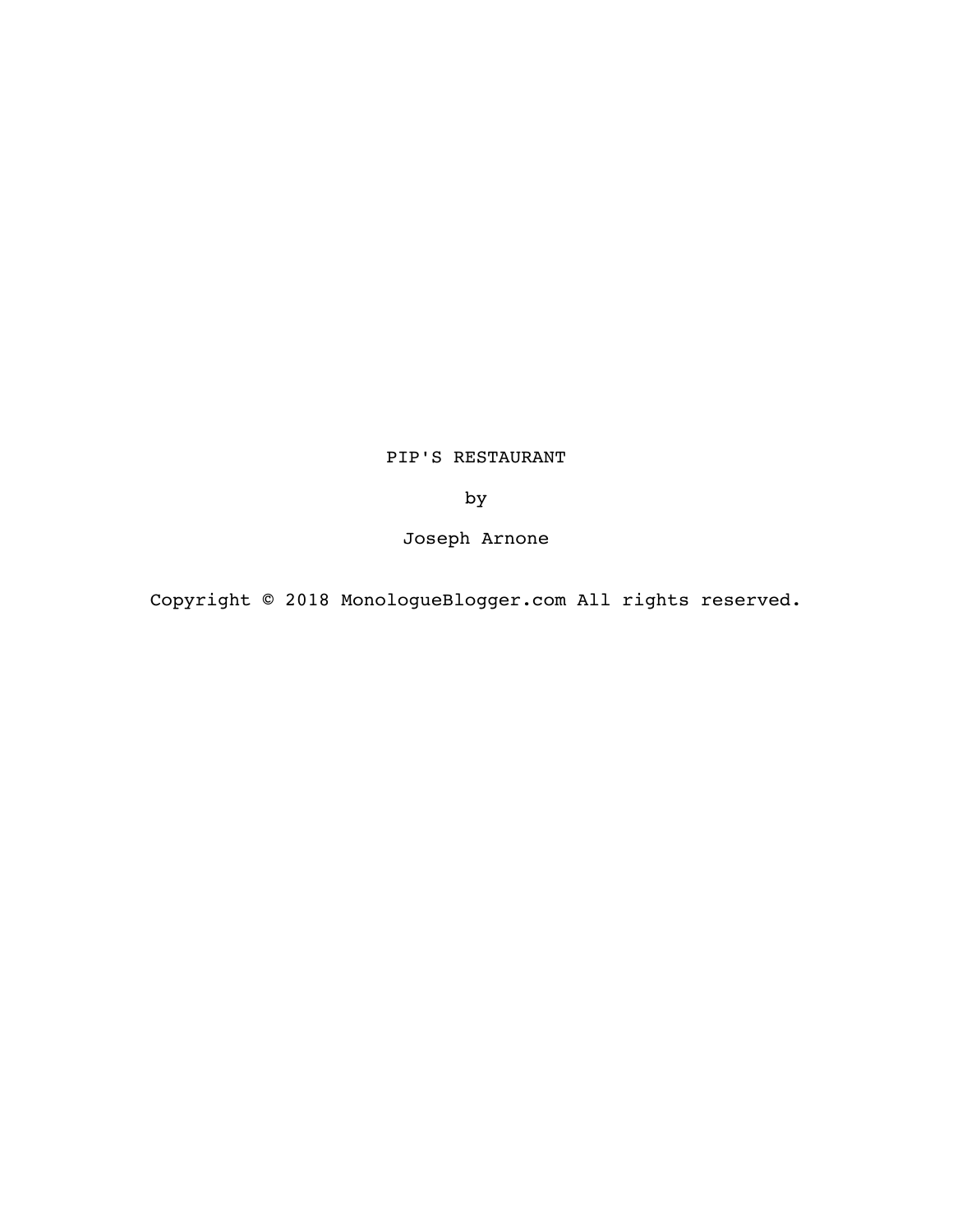# PIP'S RESTAURANT

by

Joseph Arnone

Copyright © 2018 MonologueBlogger.com All rights reserved.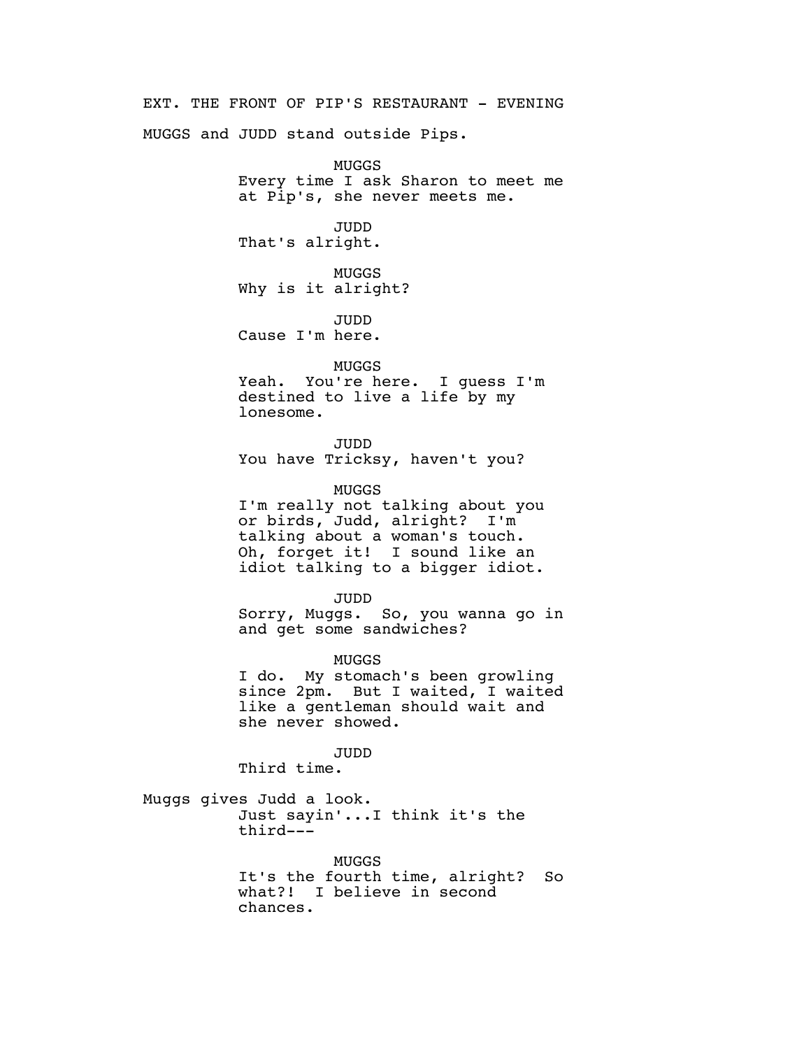EXT. THE FRONT OF PIP'S RESTAURANT - EVENING

MUGGS and JUDD stand outside Pips.

MUGGS
Every time I ask Sharon to meet me at Pip's, she never meets me.

JUDD
That's alright.

MUGGS
Why is it alright?

JUDD
Cause I'm here.

MUGGS
Yeah. You're here. I guess I'm destined to live a life by my lonesome.

JUDD
You have Tricksy, haven't you?

MUGGS
I'm really not talking about you or birds, Judd, alright? I'm talking about a woman's touch. Oh, forget it! I sound like an idiot talking to a bigger idiot.

JUDD
Sorry, Muggs. So, you wanna go in and get some sandwiches?

MUGGS
I do. My stomach's been growling since 2pm. But I waited, I waited like a gentleman should wait and she never showed.

JUDD
Third time.

Muggs gives Judd a look.
Just sayin'...I think it's the third---

MUGGS
It's the fourth time, alright? So what?! I believe in second chances.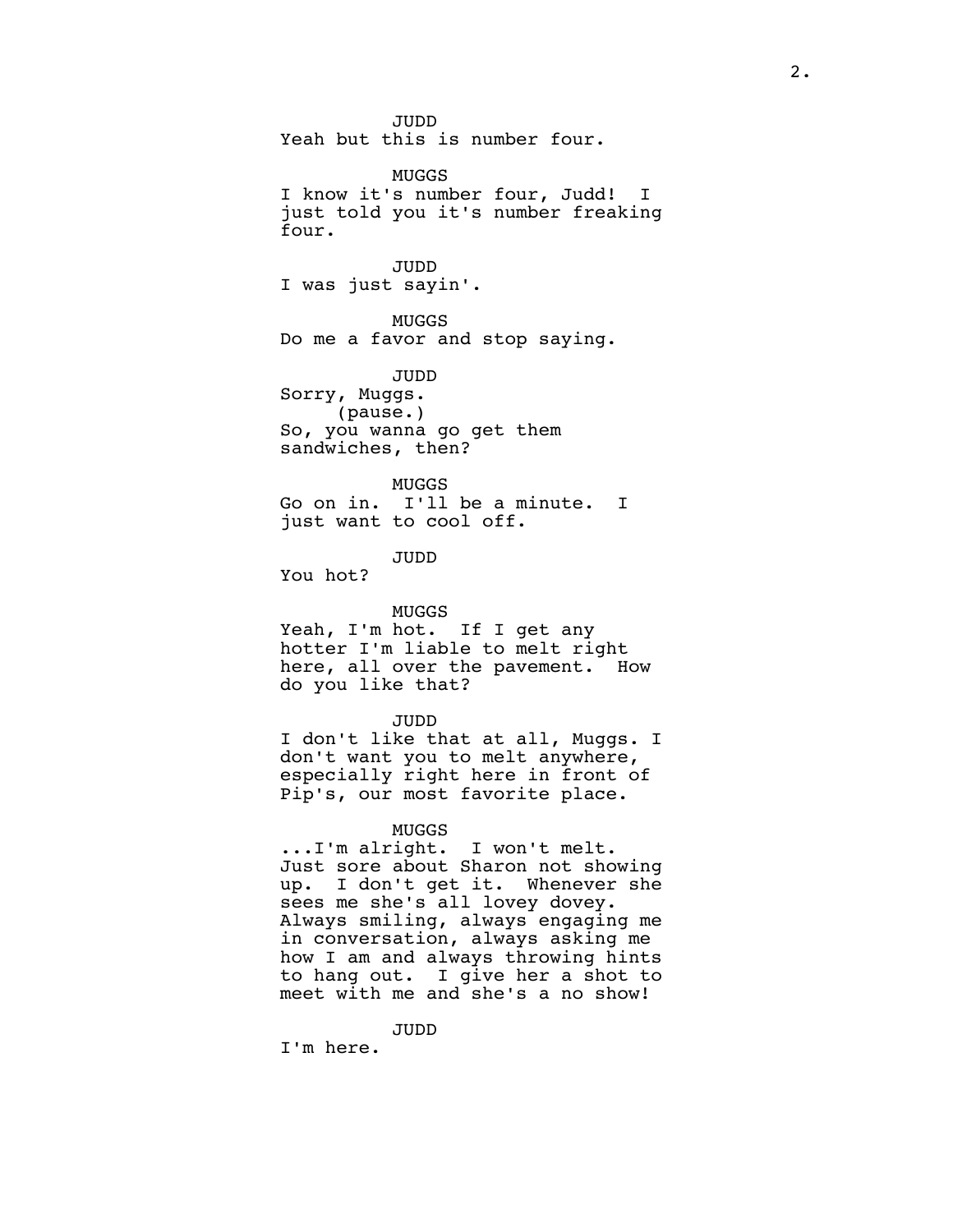JUDD
Yeah but this is number four.

MUGGS
I know it's number four, Judd! I just told you it's number freaking four.

JUDD
I was just sayin'.

MUGGS
Do me a favor and stop saying.

JUDD
Sorry, Muggs.
(pause.)
So, you wanna go get them sandwiches, then?

MUGGS
Go on in. I'll be a minute. I just want to cool off.

JUDD
You hot?

MUGGS
Yeah, I'm hot. If I get any hotter I'm liable to melt right here, all over the pavement. How do you like that?

JUDD
I don't like that at all, Muggs. I don't want you to melt anywhere, especially right here in front of Pip's, our most favorite place.

MUGGS
...I'm alright. I won't melt. Just sore about Sharon not showing up. I don't get it. Whenever she sees me she's all lovey dovey. Always smiling, always engaging me in conversation, always asking me how I am and always throwing hints to hang out. I give her a shot to meet with me and she's a no show!

JUDD
I'm here.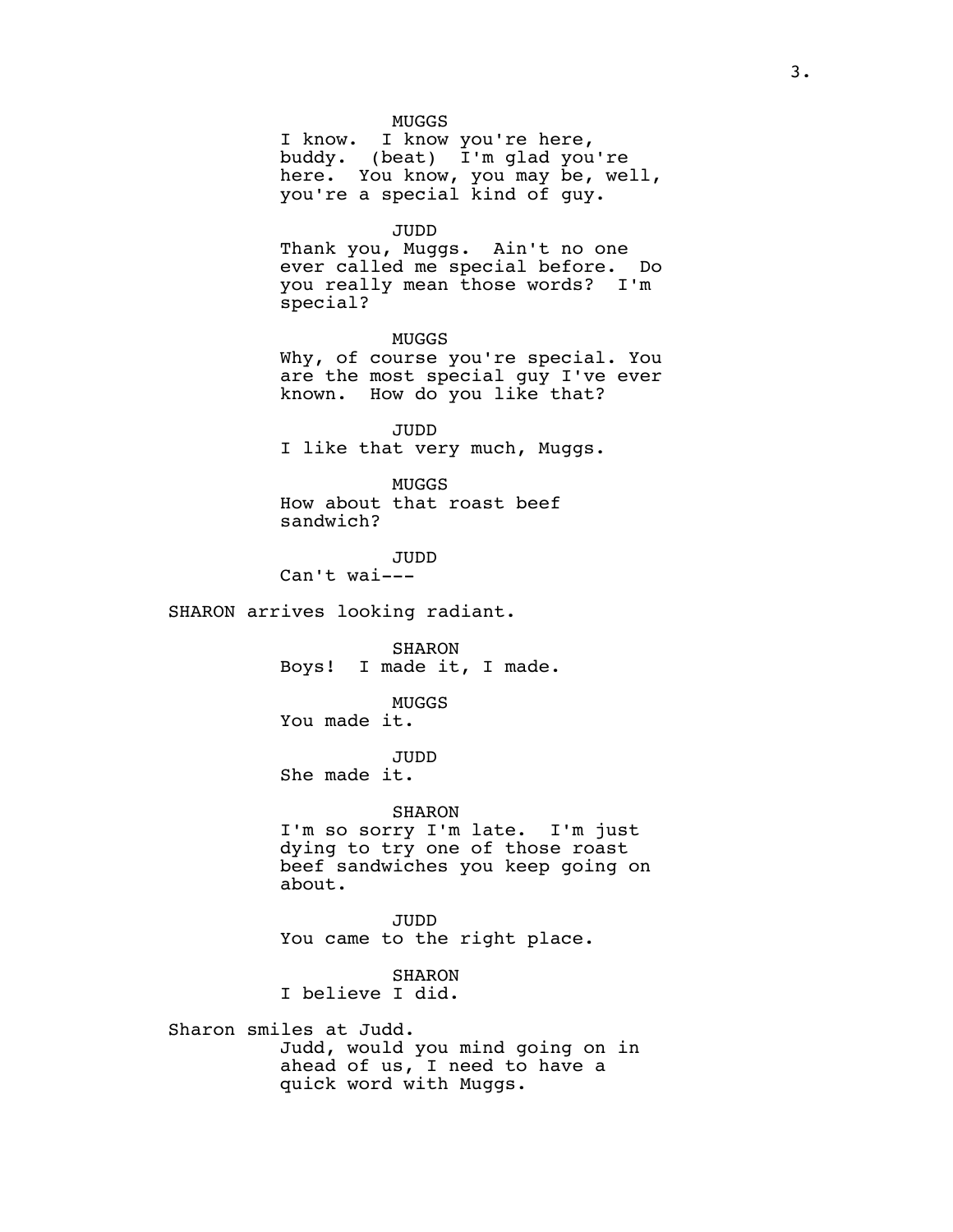MUGGS
I know. I know you're here, buddy. (beat) I'm glad you're here. You know, you may be, well, you're a special kind of guy.

JUDD
Thank you, Muggs. Ain't no one ever called me special before. Do you really mean those words? I'm special?

MUGGS
Why, of course you're special. You are the most special guy I've ever known. How do you like that?

JUDD
I like that very much, Muggs.

MUGGS
How about that roast beef sandwich?

JUDD
Can't wai---

SHARON arrives looking radiant.

SHARON
Boys! I made it, I made.

MUGGS
You made it.

JUDD
She made it.

SHARON
I'm so sorry I'm late. I'm just dying to try one of those roast beef sandwiches you keep going on about.

JUDD
You came to the right place.

SHARON
I believe I did.

Sharon smiles at Judd.
Judd, would you mind going on in ahead of us, I need to have a quick word with Muggs.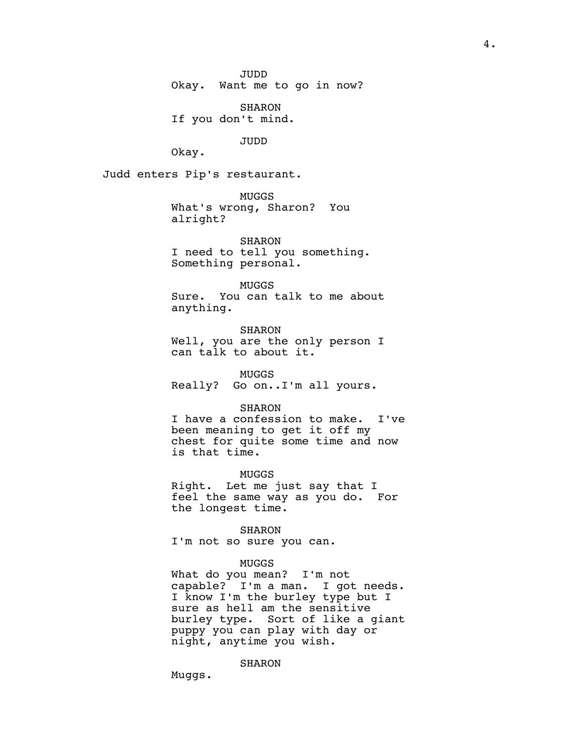JUDD
Okay. Want me to go in now?

SHARON
If you don't mind.

JUDD
Okay.

Judd enters Pip's restaurant.

MUGGS
What's wrong, Sharon? You alright?

SHARON
I need to tell you something. Something personal.

MUGGS
Sure. You can talk to me about anything.

SHARON
Well, you are the only person I can talk to about it.

MUGGS
Really? Go on..I'm all yours.

SHARON
I have a confession to make. I've been meaning to get it off my chest for quite some time and now is that time.

MUGGS
Right. Let me just say that I feel the same way as you do. For the longest time.

SHARON
I'm not so sure you can.

MUGGS
What do you mean? I'm not capable? I'm a man. I got needs. I know I'm the burley type but I sure as hell am the sensitive burley type. Sort of like a giant puppy you can play with day or night, anytime you wish.

SHARON
Muggs.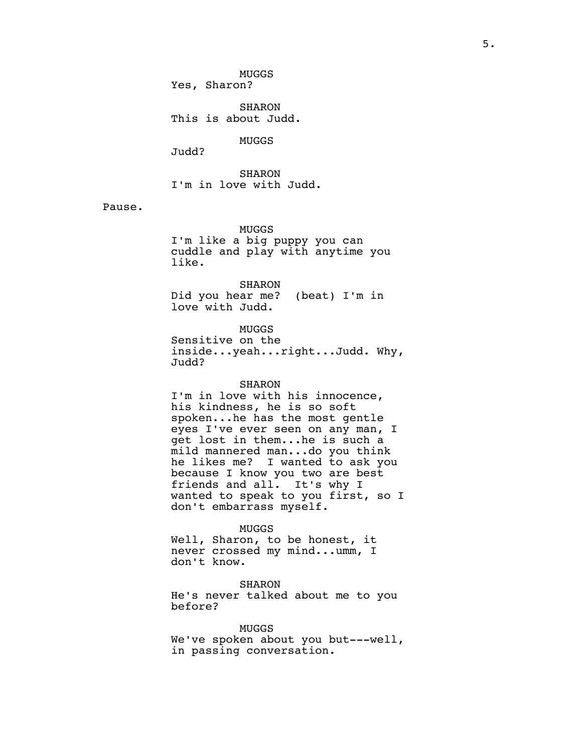MUGGS
Yes, Sharon?

SHARON
This is about Judd.

MUGGS
Judd?

SHARON
I'm in love with Judd.

Pause.

MUGGS
I'm like a big puppy you can cuddle and play with anytime you like.

SHARON
Did you hear me? (beat) I'm in love with Judd.

MUGGS
Sensitive on the inside...yeah...right...Judd. Why, Judd?

SHARON
I'm in love with his innocence, his kindness, he is so soft spoken...he has the most gentle eyes I've ever seen on any man, I get lost in them...he is such a mild mannered man...do you think he likes me? I wanted to ask you because I know you two are best friends and all. It's why I wanted to speak to you first, so I don't embarrass myself.

MUGGS
Well, Sharon, to be honest, it never crossed my mind...umm, I don't know.

SHARON
He's never talked about me to you before?

MUGGS
We've spoken about you but---well, in passing conversation.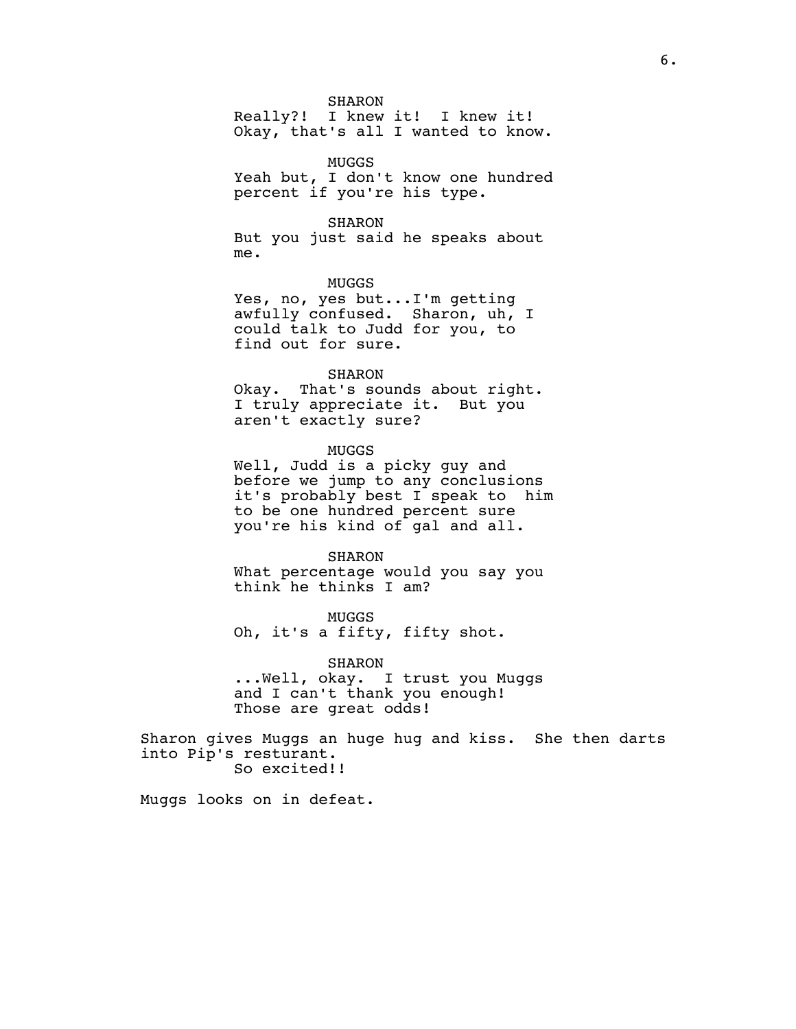SHARON
Really?! I knew it! I knew it!
Okay, that's all I wanted to know.

MUGGS
Yeah but, I don't know one hundred
percent if you're his type.

SHARON
But you just said he speaks about
me.

MUGGS
Yes, no, yes but...I'm getting
awfully confused. Sharon, uh, I
could talk to Judd for you, to
find out for sure.

SHARON
Okay. That's sounds about right.
I truly appreciate it. But you
aren't exactly sure?

MUGGS
Well, Judd is a picky guy and
before we jump to any conclusions
it's probably best I speak to him
to be one hundred percent sure
you're his kind of gal and all.

SHARON
What percentage would you say you
think he thinks I am?

MUGGS
Oh, it's a fifty, fifty shot.

SHARON
...Well, okay. I trust you Muggs
and I can't thank you enough!
Those are great odds!

Sharon gives Muggs an huge hug and kiss. She then darts
into Pip's resturant.
So excited!!

Muggs looks on in defeat.